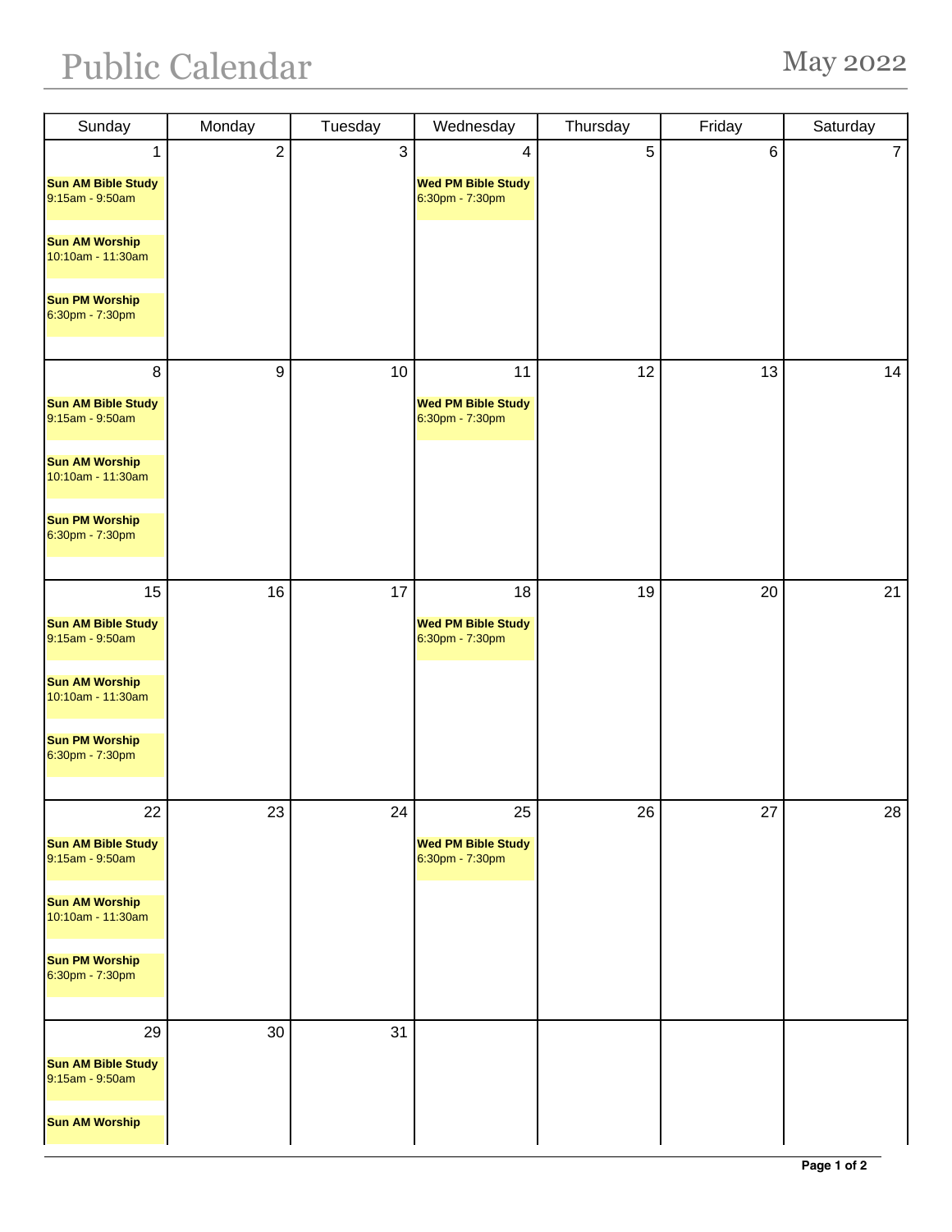# Public Calendar

## May 2022

| Sunday | Monday | Tuesday | Wednesday | Thursday | Friday | Saturday |
|---|---|---|---|---|---|---|
| 1<br>**Sun AM Bible Study**<br>9:15am - 9:50am<br>**Sun AM Worship**<br>10:10am - 11:30am<br>**Sun PM Worship**<br>6:30pm - 7:30pm | 2 | 3 | 4<br>**Wed PM Bible Study**<br>6:30pm - 7:30pm | 5 | 6 | 7 |
| 8<br>**Sun AM Bible Study**<br>9:15am - 9:50am<br>**Sun AM Worship**<br>10:10am - 11:30am<br>**Sun PM Worship**<br>6:30pm - 7:30pm | 9 | 10 | 11<br>**Wed PM Bible Study**<br>6:30pm - 7:30pm | 12 | 13 | 14 |
| 15<br>**Sun AM Bible Study**<br>9:15am - 9:50am<br>**Sun AM Worship**<br>10:10am - 11:30am<br>**Sun PM Worship**<br>6:30pm - 7:30pm | 16 | 17 | 18<br>**Wed PM Bible Study**<br>6:30pm - 7:30pm | 19 | 20 | 21 |
| 22<br>**Sun AM Bible Study**<br>9:15am - 9:50am<br>**Sun AM Worship**<br>10:10am - 11:30am<br>**Sun PM Worship**<br>6:30pm - 7:30pm | 23 | 24 | 25<br>**Wed PM Bible Study**<br>6:30pm - 7:30pm | 26 | 27 | 28 |
| 29<br>**Sun AM Bible Study**<br>9:15am - 9:50am<br>**Sun AM Worship** | 30 | 31 | | | | |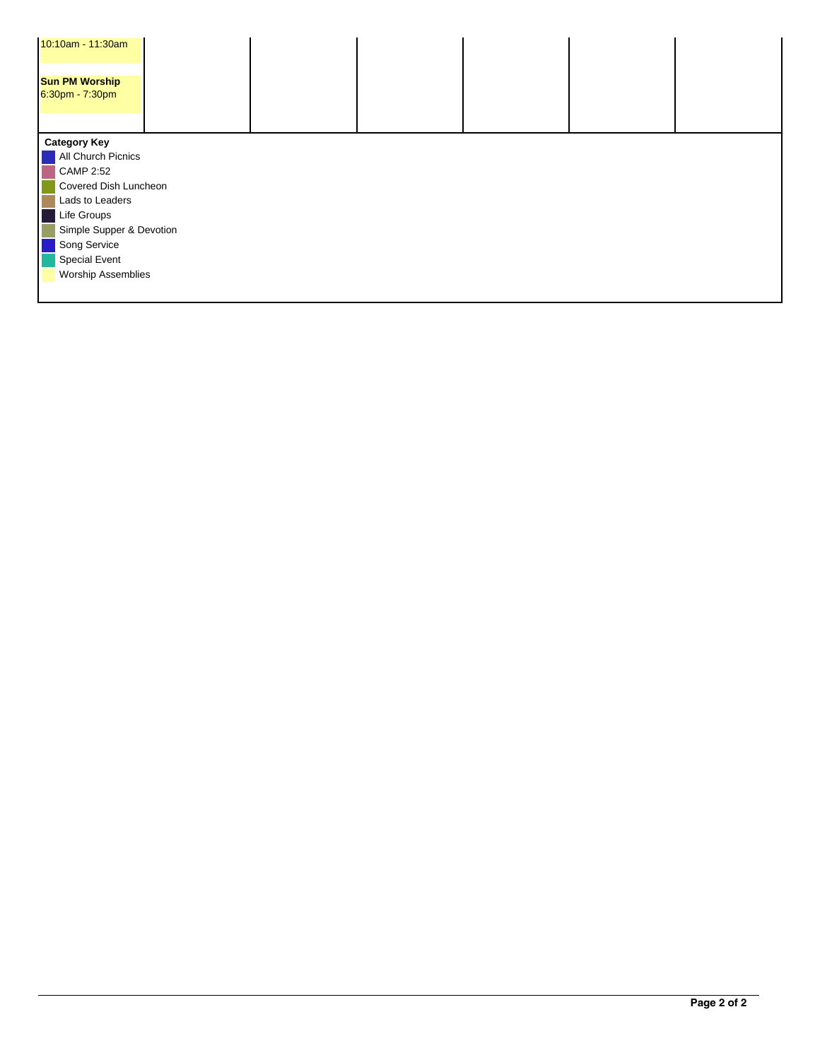| | | | | | | |
|---|---|---|---|---|---|---|
| 10:10am - 11:30am<br><br>**Sun PM Worship**<br>6:30pm - 7:30pm | | | | | | |

**Category Key**

- All Church Picnics
- CAMP 2:52
- Covered Dish Luncheon
- Lads to Leaders
- Life Groups
- Simple Supper & Devotion
- Song Service
- Special Event
- Worship Assemblies